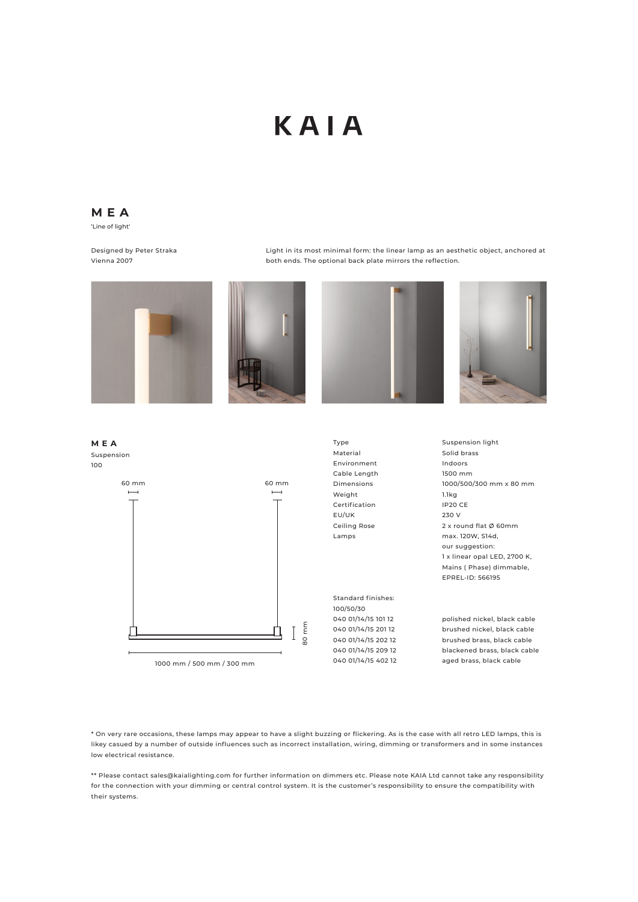# KAIA

## MEA

'Line of light'

Designed by Peter Straka
Vienna 2007

Light in its most minimal form: the linear lamp as an aesthetic object, anchored at both ends. The optional back plate mirrors the reflection.

### MEA

Suspension
100

60 mm    60 mm    80 mm

1000 mm / 500 mm / 300 mm

| | |
|---|---|
| Type | Suspension light |
| Material | Solid brass |
| Environment | Indoors |
| Cable Length | 1500 mm |
| Dimensions | 1000/500/300 mm x 80 mm |
| Weight | 1.1kg |
| Certification | IP20 CE |
| EU/UK | 230 V |
| Ceiling Rose | 2 x round flat Ø 60mm |
| Lamps | max. 120W, S14d, our suggestion: 1 x linear opal LED, 2700 K, Mains ( Phase) dimmable, EPREL-ID: 566195 |

Standard finishes:
100/50/30

| | |
|---|---|
| 040 01/14/15 101 12 | polished nickel, black cable |
| 040 01/14/15 201 12 | brushed nickel, black cable |
| 040 01/14/15 202 12 | brushed brass, black cable |
| 040 01/14/15 209 12 | blackened brass, black cable |
| 040 01/14/15 402 12 | aged brass, black cable |

* On very rare occasions, these lamps may appear to have a slight buzzing or flickering. As is the case with all retro LED lamps, this is likey casued by a number of outside influences such as incorrect installation, wiring, dimming or transformers and in some instances low electrical resistance.

** Please contact sales@kaialighting.com for further information on dimmers etc. Please note KAIA Ltd cannot take any responsibility for the connection with your dimming or central control system. It is the customer's responsibility to ensure the compatibility with their systems.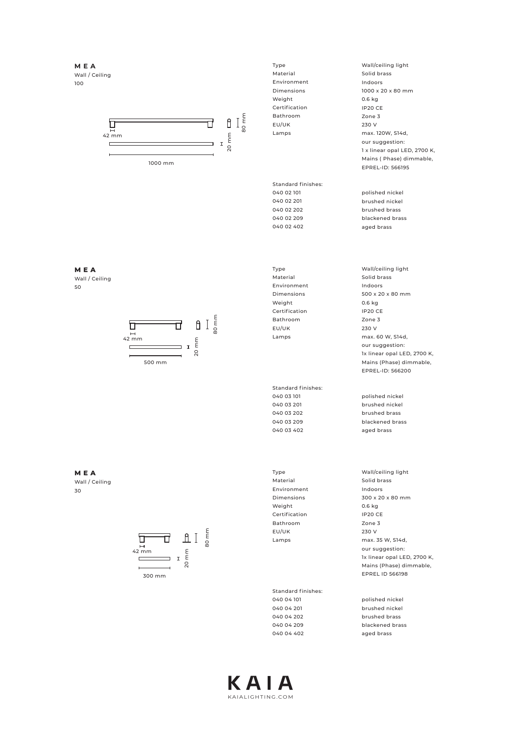## MEA

Wall / Ceiling
100

42 mm
1000 mm
20 mm
80 mm

| | |
|---|---|
| Type | Wall/ceiling light |
| Material | Solid brass |
| Environment | Indoors |
| Dimensions | 1000 x 20 x 80 mm |
| Weight | 0.6 kg |
| Certification | IP20 CE |
| Bathroom | Zone 3 |
| EU/UK | 230 V |
| Lamps | max. 120W, S14d, our suggestion: 1 x linear opal LED, 2700 K, Mains ( Phase) dimmable, EPREL-ID: 566195 |

| Standard finishes: | |
|---|---|
| 040 02 101 | polished nickel |
| 040 02 201 | brushed nickel |
| 040 02 202 | brushed brass |
| 040 02 209 | blackened brass |
| 040 02 402 | aged brass |

## MEA

Wall / Ceiling
50

42 mm
500 mm
20 mm
80 mm

| | |
|---|---|
| Type | Wall/ceiling light |
| Material | Solid brass |
| Environment | Indoors |
| Dimensions | 500 x 20 x 80 mm |
| Weight | 0.6 kg |
| Certification | IP20 CE |
| Bathroom | Zone 3 |
| EU/UK | 230 V |
| Lamps | max. 60 W, S14d, our suggestion: 1x linear opal LED, 2700 K, Mains (Phase) dimmable, EPREL-ID: 566200 |

| Standard finishes: | |
|---|---|
| 040 03 101 | polished nickel |
| 040 03 201 | brushed nickel |
| 040 03 202 | brushed brass |
| 040 03 209 | blackened brass |
| 040 03 402 | aged brass |

## MEA

Wall / Ceiling
30

42 mm
300 mm
20 mm
80 mm

| | |
|---|---|
| Type | Wall/ceiling light |
| Material | Solid brass |
| Environment | Indoors |
| Dimensions | 300 x 20 x 80 mm |
| Weight | 0.6 kg |
| Certification | IP20 CE |
| Bathroom | Zone 3 |
| EU/UK | 230 V |
| Lamps | max. 35 W, S14d, our suggestion: 1x linear opal LED, 2700 K, Mains (Phase) dimmable, EPREL ID 566198 |

| Standard finishes: | |
|---|---|
| 040 04 101 | polished nickel |
| 040 04 201 | brushed nickel |
| 040 04 202 | brushed brass |
| 040 04 209 | blackened brass |
| 040 04 402 | aged brass |

KAIA
KAIALIGHTING.COM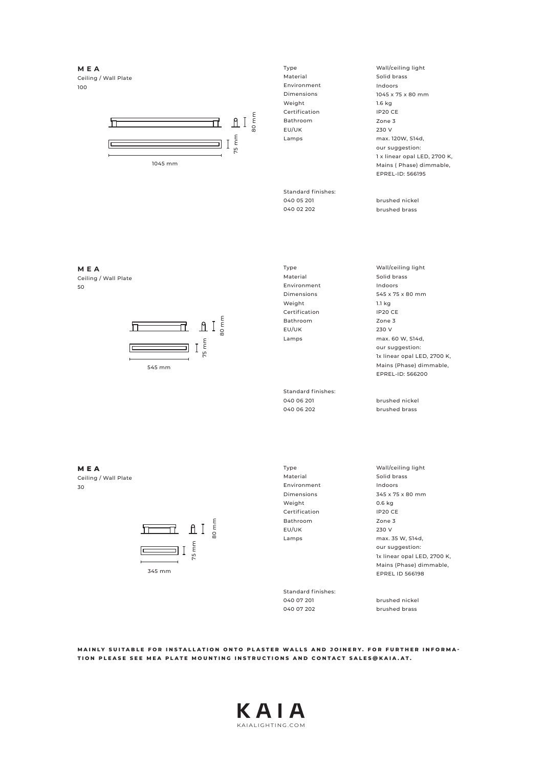**MEA**

Ceiling / Wall Plate

100

1045 mm

75 mm

80 mm

| | |
|---|---|
| Type | Wall/ceiling light |
| Material | Solid brass |
| Environment | Indoors |
| Dimensions | 1045 x 75 x 80 mm |
| Weight | 1.6 kg |
| Certification | IP20 CE |
| Bathroom | Zone 3 |
| EU/UK | 230 V |
| Lamps | max. 120W, S14d, our suggestion: 1 x linear opal LED, 2700 K, Mains ( Phase) dimmable, EPREL-ID: 566195 |

Standard finishes:

| | |
|---|---|
| 040 05 201 | brushed nickel |
| 040 02 202 | brushed brass |

**MEA**

Ceiling / Wall Plate

50

545 mm

75 mm

80 mm

| | |
|---|---|
| Type | Wall/ceiling light |
| Material | Solid brass |
| Environment | Indoors |
| Dimensions | 545 x 75 x 80 mm |
| Weight | 1.1 kg |
| Certification | IP20 CE |
| Bathroom | Zone 3 |
| EU/UK | 230 V |
| Lamps | max. 60 W, S14d, our suggestion: 1x linear opal LED, 2700 K, Mains (Phase) dimmable, EPREL-ID: 566200 |

Standard finishes:

| | |
|---|---|
| 040 06 201 | brushed nickel |
| 040 06 202 | brushed brass |

**MEA**

Ceiling / Wall Plate

30

345 mm

75 mm

80 mm

| | |
|---|---|
| Type | Wall/ceiling light |
| Material | Solid brass |
| Environment | Indoors |
| Dimensions | 345 x 75 x 80 mm |
| Weight | 0.6 kg |
| Certification | IP20 CE |
| Bathroom | Zone 3 |
| EU/UK | 230 V |
| Lamps | max. 35 W, S14d, our suggestion: 1x linear opal LED, 2700 K, Mains (Phase) dimmable, EPREL ID 566198 |

Standard finishes:

| | |
|---|---|
| 040 07 201 | brushed nickel |
| 040 07 202 | brushed brass |

**MAINLY SUITABLE FOR INSTALLATION ONTO PLASTER WALLS AND JOINERY. FOR FURTHER INFORMATION PLEASE SEE MEA PLATE MOUNTING INSTRUCTIONS AND CONTACT SALES@KAIA.AT.**

**KAIA**

KAIALIGHTING.COM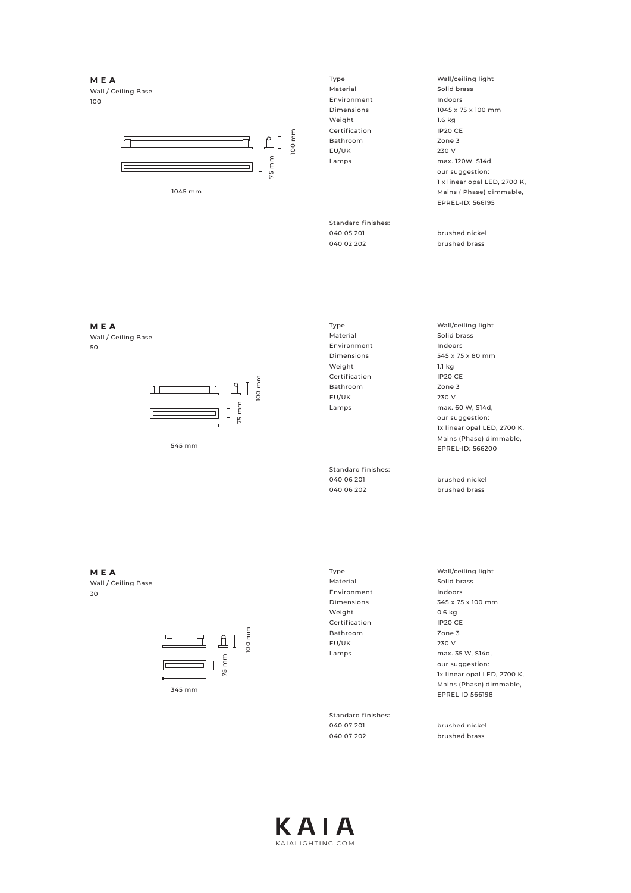## M E A

Wall / Ceiling Base
100

1045 mm
75 mm
100 mm

| | |
|---|---|
| Type | Wall/ceiling light |
| Material | Solid brass |
| Environment | Indoors |
| Dimensions | 1045 x 75 x 100 mm |
| Weight | 1.6 kg |
| Certification | IP20 CE |
| Bathroom | Zone 3 |
| EU/UK | 230 V |
| Lamps | max. 120W, S14d, our suggestion: 1 x linear opal LED, 2700 K, Mains ( Phase) dimmable, EPREL-ID: 566195 |

Standard finishes:

| | |
|---|---|
| 040 05 201 | brushed nickel |
| 040 02 202 | brushed brass |

## M E A

Wall / Ceiling Base
50

545 mm
75 mm
100 mm

| | |
|---|---|
| Type | Wall/ceiling light |
| Material | Solid brass |
| Environment | Indoors |
| Dimensions | 545 x 75 x 80 mm |
| Weight | 1.1 kg |
| Certification | IP20 CE |
| Bathroom | Zone 3 |
| EU/UK | 230 V |
| Lamps | max. 60 W, S14d, our suggestion: 1x linear opal LED, 2700 K, Mains (Phase) dimmable, EPREL-ID: 566200 |

Standard finishes:

| | |
|---|---|
| 040 06 201 | brushed nickel |
| 040 06 202 | brushed brass |

## M E A

Wall / Ceiling Base
30

345 mm
75 mm
100 mm

| | |
|---|---|
| Type | Wall/ceiling light |
| Material | Solid brass |
| Environment | Indoors |
| Dimensions | 345 x 75 x 100 mm |
| Weight | 0.6 kg |
| Certification | IP20 CE |
| Bathroom | Zone 3 |
| EU/UK | 230 V |
| Lamps | max. 35 W, S14d, our suggestion: 1x linear opal LED, 2700 K, Mains (Phase) dimmable, EPREL ID 566198 |

Standard finishes:

| | |
|---|---|
| 040 07 201 | brushed nickel |
| 040 07 202 | brushed brass |

KAIA
KAIALIGHTING.COM